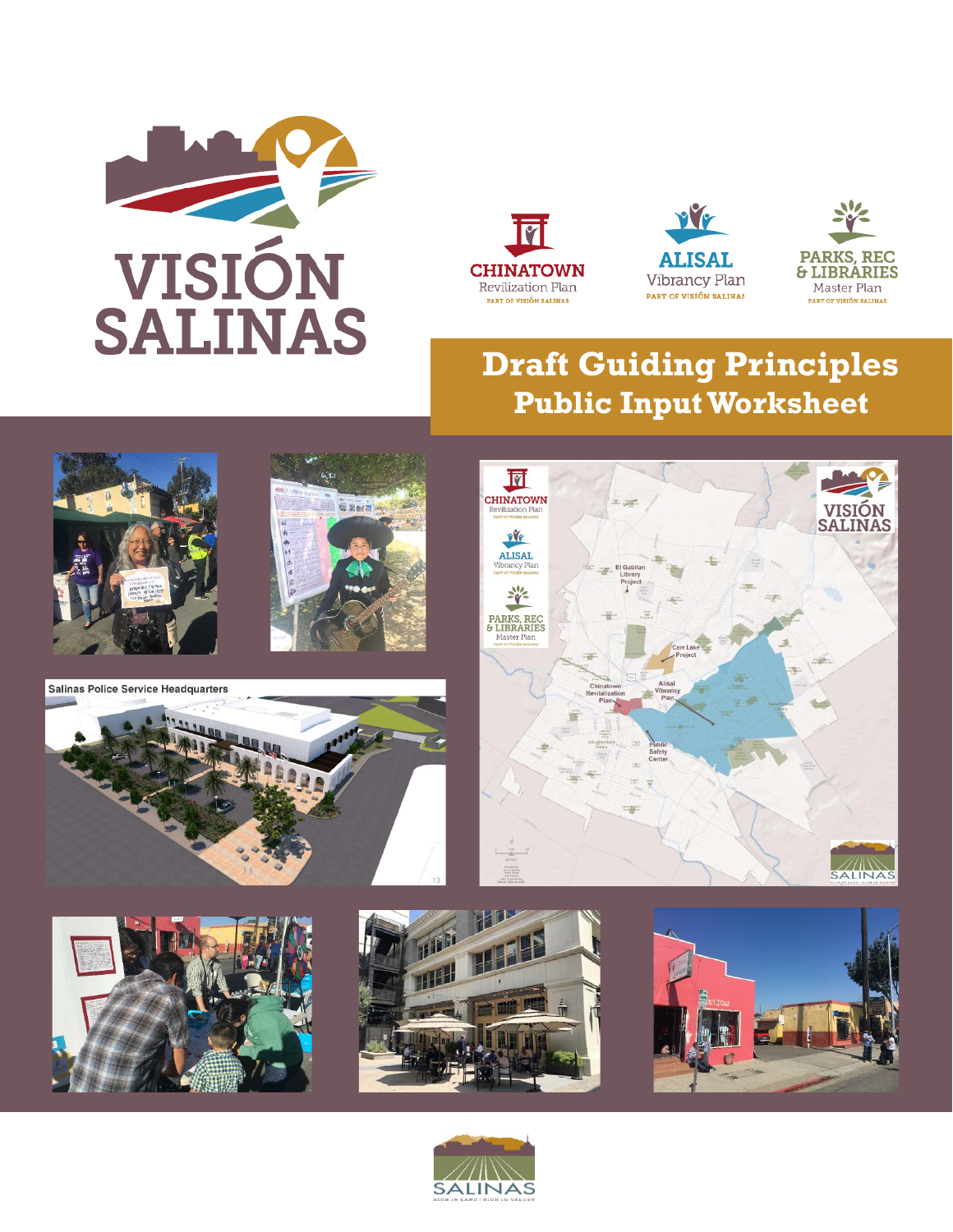# VISIÓN SALINAS

CHINATOWN Revilization Plan
PART OF VISIÓN SALINAS

ALISAL Vibrancy Plan
PART OF VISIÓN SALINAS

PARKS, REC & LIBRARIES Master Plan
PART OF VISIÓN SALINAS

## Draft Guiding Principles
## Public Input Worksheet

SALINAS
RICH IN LAND | RICH IN VALUES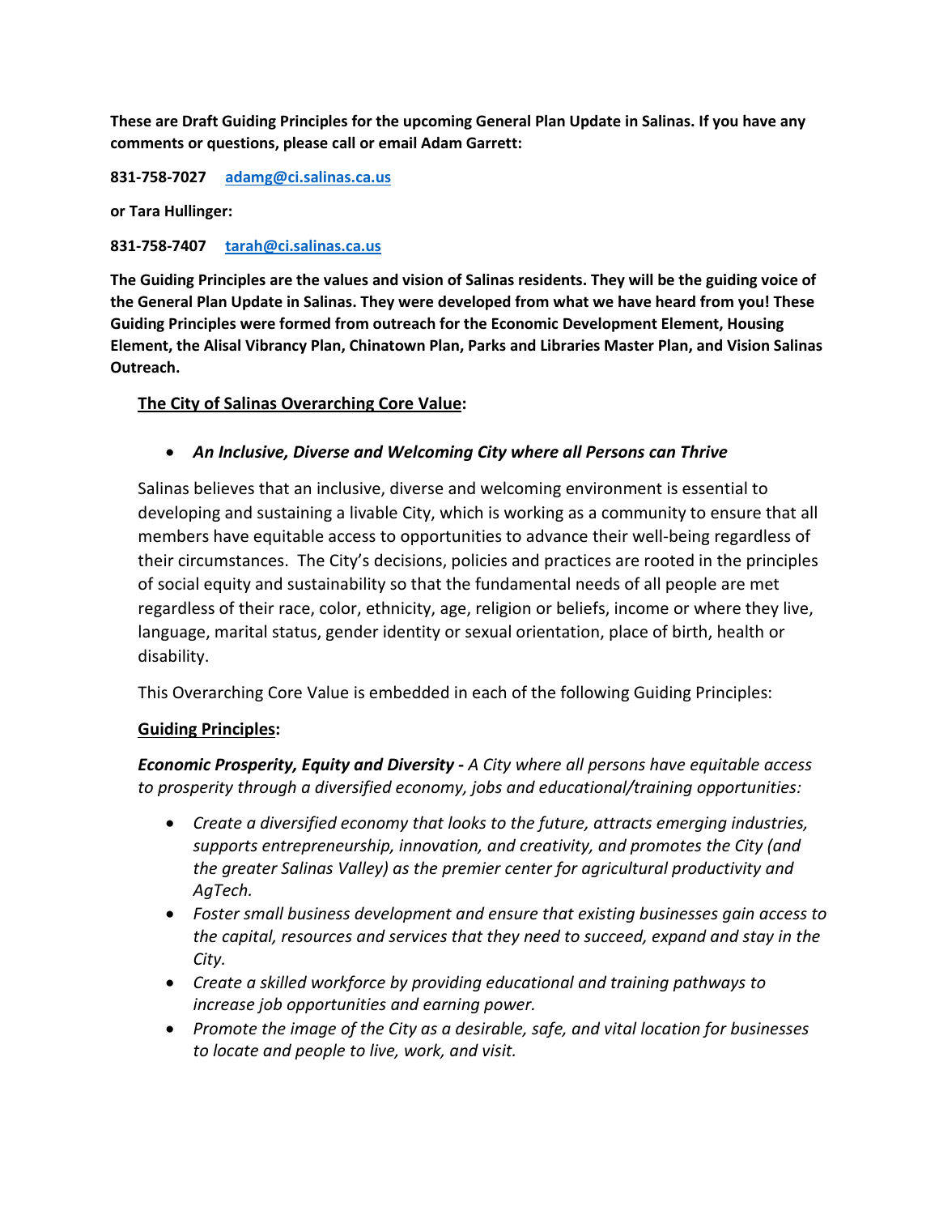**These are Draft Guiding Principles for the upcoming General Plan Update in Salinas. If you have any comments or questions, please call or email Adam Garrett:**

**831-758-7027** **[adamg@ci.salinas.ca.us](mailto:adamg@ci.salinas.ca.us)**

**or Tara Hullinger:**

**831-758-7407** **[tarah@ci.salinas.ca.us](mailto:tarah@ci.salinas.ca.us)**

**The Guiding Principles are the values and vision of Salinas residents. They will be the guiding voice of the General Plan Update in Salinas. They were developed from what we have heard from you! These Guiding Principles were formed from outreach for the Economic Development Element, Housing Element, the Alisal Vibrancy Plan, Chinatown Plan, Parks and Libraries Master Plan, and Vision Salinas Outreach.**

**The City of Salinas Overarching Core Value:**

- ***An Inclusive, Diverse and Welcoming City where all Persons can Thrive***

Salinas believes that an inclusive, diverse and welcoming environment is essential to developing and sustaining a livable City, which is working as a community to ensure that all members have equitable access to opportunities to advance their well-being regardless of their circumstances. The City's decisions, policies and practices are rooted in the principles of social equity and sustainability so that the fundamental needs of all people are met regardless of their race, color, ethnicity, age, religion or beliefs, income or where they live, language, marital status, gender identity or sexual orientation, place of birth, health or disability.

This Overarching Core Value is embedded in each of the following Guiding Principles:

**Guiding Principles:**

***Economic Prosperity, Equity and Diversity*** *- A City where all persons have equitable access to prosperity through a diversified economy, jobs and educational/training opportunities:*

- *Create a diversified economy that looks to the future, attracts emerging industries, supports entrepreneurship, innovation, and creativity, and promotes the City (and the greater Salinas Valley) as the premier center for agricultural productivity and AgTech.*
- *Foster small business development and ensure that existing businesses gain access to the capital, resources and services that they need to succeed, expand and stay in the City.*
- *Create a skilled workforce by providing educational and training pathways to increase job opportunities and earning power.*
- *Promote the image of the City as a desirable, safe, and vital location for businesses to locate and people to live, work, and visit.*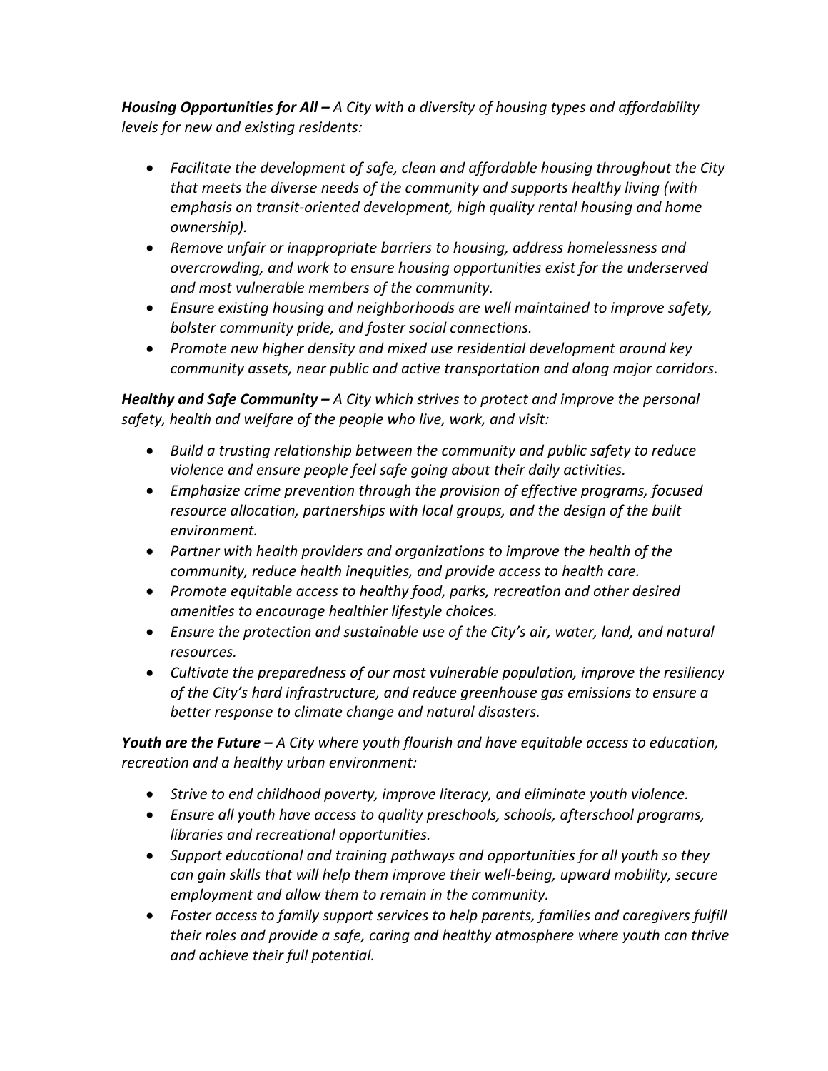***Housing Opportunities for All** – A City with a diversity of housing types and affordability levels for new and existing residents:*

- *Facilitate the development of safe, clean and affordable housing throughout the City that meets the diverse needs of the community and supports healthy living (with emphasis on transit-oriented development, high quality rental housing and home ownership).*
- *Remove unfair or inappropriate barriers to housing, address homelessness and overcrowding, and work to ensure housing opportunities exist for the underserved and most vulnerable members of the community.*
- *Ensure existing housing and neighborhoods are well maintained to improve safety, bolster community pride, and foster social connections.*
- *Promote new higher density and mixed use residential development around key community assets, near public and active transportation and along major corridors.*

***Healthy and Safe Community** – A City which strives to protect and improve the personal safety, health and welfare of the people who live, work, and visit:*

- *Build a trusting relationship between the community and public safety to reduce violence and ensure people feel safe going about their daily activities.*
- *Emphasize crime prevention through the provision of effective programs, focused resource allocation, partnerships with local groups, and the design of the built environment.*
- *Partner with health providers and organizations to improve the health of the community, reduce health inequities, and provide access to health care.*
- *Promote equitable access to healthy food, parks, recreation and other desired amenities to encourage healthier lifestyle choices.*
- *Ensure the protection and sustainable use of the City's air, water, land, and natural resources.*
- *Cultivate the preparedness of our most vulnerable population, improve the resiliency of the City's hard infrastructure, and reduce greenhouse gas emissions to ensure a better response to climate change and natural disasters.*

***Youth are the Future** – A City where youth flourish and have equitable access to education, recreation and a healthy urban environment:*

- *Strive to end childhood poverty, improve literacy, and eliminate youth violence.*
- *Ensure all youth have access to quality preschools, schools, afterschool programs, libraries and recreational opportunities.*
- *Support educational and training pathways and opportunities for all youth so they can gain skills that will help them improve their well-being, upward mobility, secure employment and allow them to remain in the community.*
- *Foster access to family support services to help parents, families and caregivers fulfill their roles and provide a safe, caring and healthy atmosphere where youth can thrive and achieve their full potential.*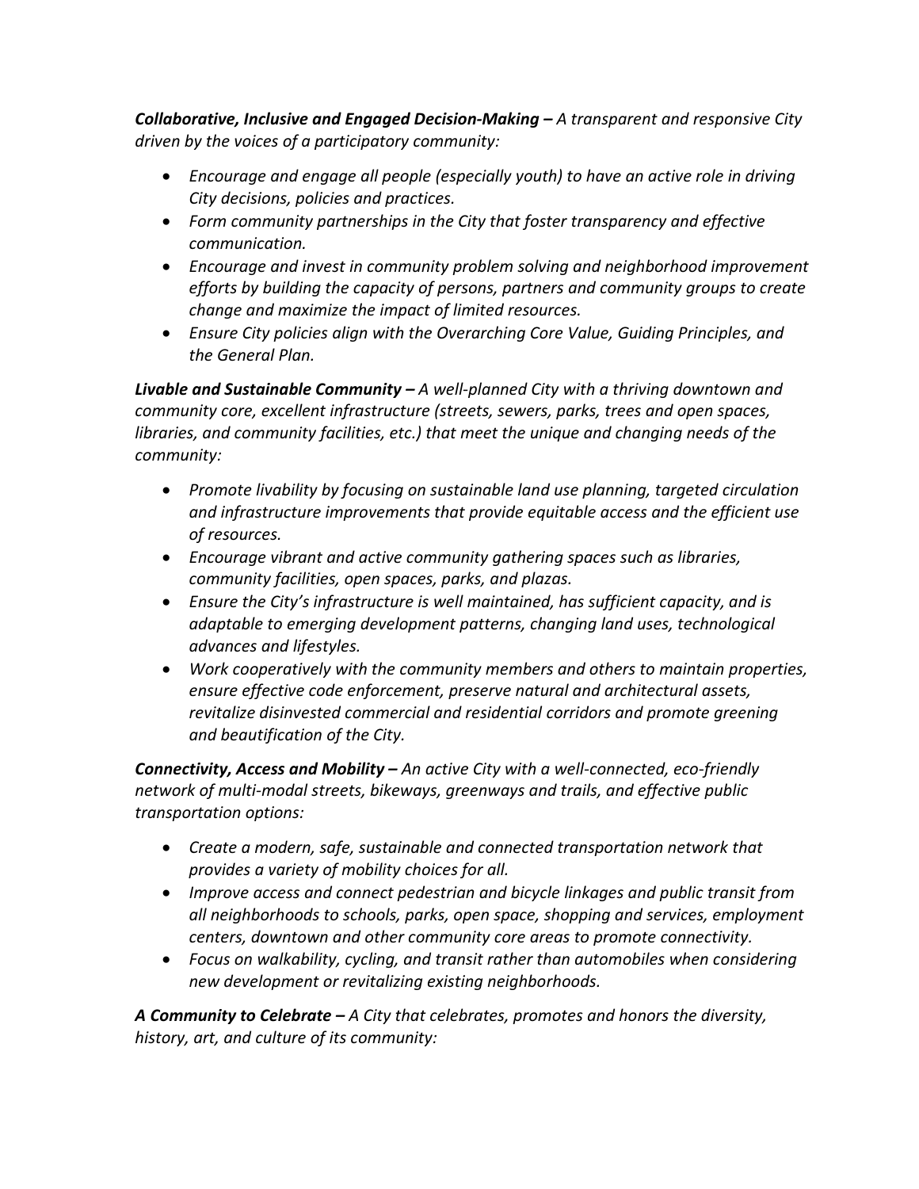***Collaborative, Inclusive and Engaged Decision-Making** – A transparent and responsive City driven by the voices of a participatory community:*

- *Encourage and engage all people (especially youth) to have an active role in driving City decisions, policies and practices.*
- *Form community partnerships in the City that foster transparency and effective communication.*
- *Encourage and invest in community problem solving and neighborhood improvement efforts by building the capacity of persons, partners and community groups to create change and maximize the impact of limited resources.*
- *Ensure City policies align with the Overarching Core Value, Guiding Principles, and the General Plan.*

***Livable and Sustainable Community** – A well-planned City with a thriving downtown and community core, excellent infrastructure (streets, sewers, parks, trees and open spaces, libraries, and community facilities, etc.) that meet the unique and changing needs of the community:*

- *Promote livability by focusing on sustainable land use planning, targeted circulation and infrastructure improvements that provide equitable access and the efficient use of resources.*
- *Encourage vibrant and active community gathering spaces such as libraries, community facilities, open spaces, parks, and plazas.*
- *Ensure the City's infrastructure is well maintained, has sufficient capacity, and is adaptable to emerging development patterns, changing land uses, technological advances and lifestyles.*
- *Work cooperatively with the community members and others to maintain properties, ensure effective code enforcement, preserve natural and architectural assets, revitalize disinvested commercial and residential corridors and promote greening and beautification of the City.*

***Connectivity, Access and Mobility** – An active City with a well-connected, eco-friendly network of multi-modal streets, bikeways, greenways and trails, and effective public transportation options:*

- *Create a modern, safe, sustainable and connected transportation network that provides a variety of mobility choices for all.*
- *Improve access and connect pedestrian and bicycle linkages and public transit from all neighborhoods to schools, parks, open space, shopping and services, employment centers, downtown and other community core areas to promote connectivity.*
- *Focus on walkability, cycling, and transit rather than automobiles when considering new development or revitalizing existing neighborhoods.*

***A Community to Celebrate** – A City that celebrates, promotes and honors the diversity, history, art, and culture of its community:*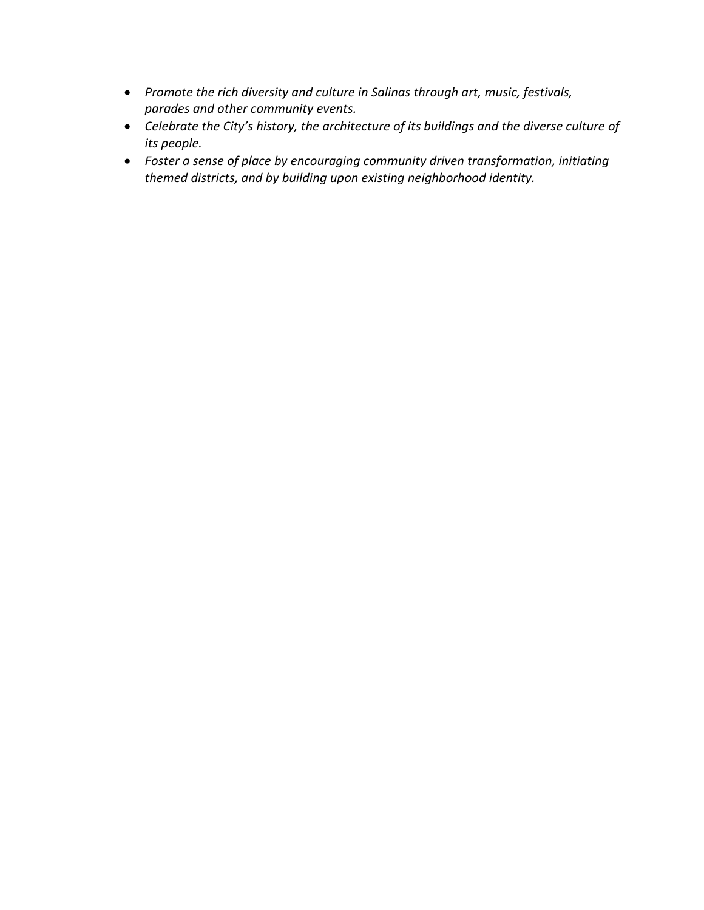- *Promote the rich diversity and culture in Salinas through art, music, festivals, parades and other community events.*
- *Celebrate the City's history, the architecture of its buildings and the diverse culture of its people.*
- *Foster a sense of place by encouraging community driven transformation, initiating themed districts, and by building upon existing neighborhood identity.*